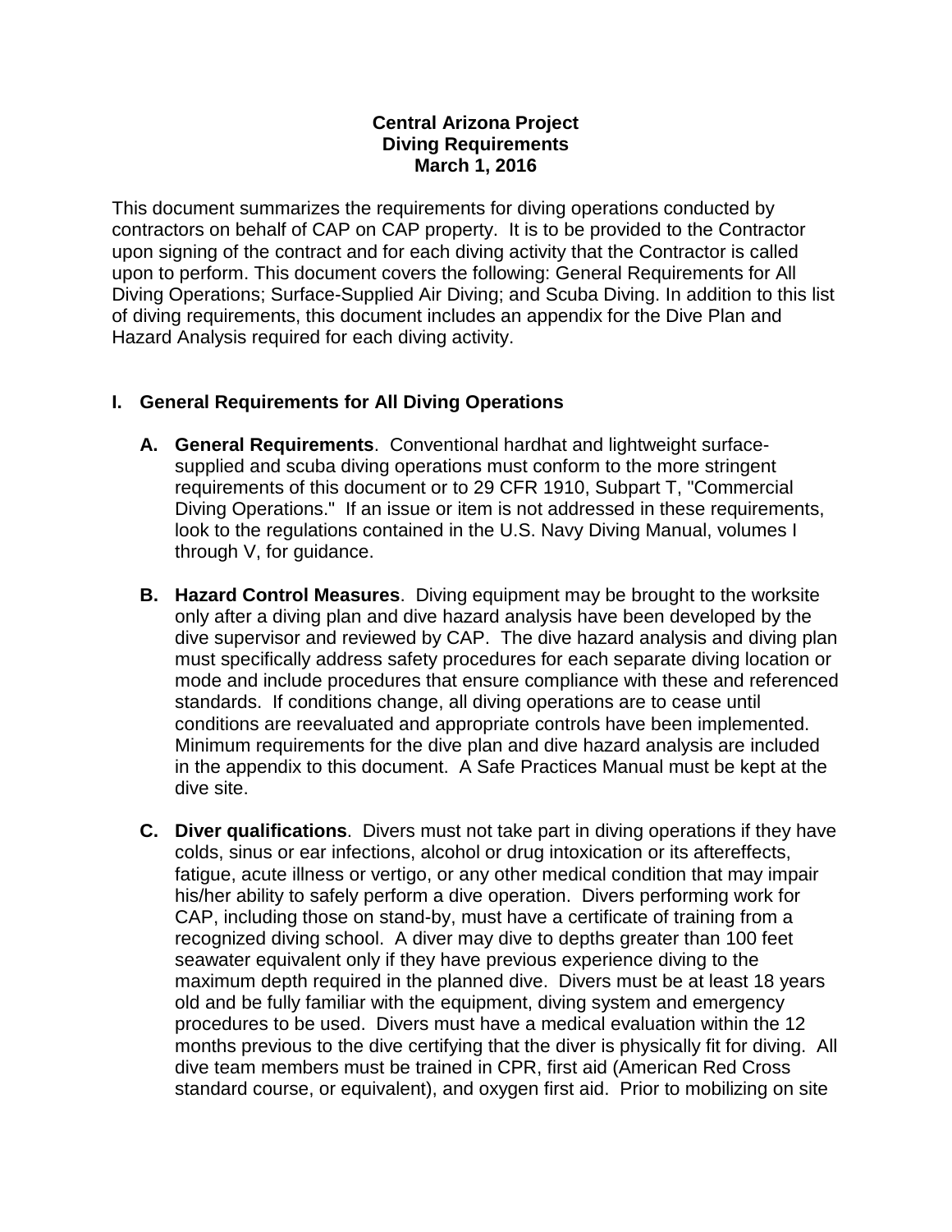**Central Arizona Project**
**Diving Requirements**
**March 1, 2016**

This document summarizes the requirements for diving operations conducted by contractors on behalf of CAP on CAP property. It is to be provided to the Contractor upon signing of the contract and for each diving activity that the Contractor is called upon to perform. This document covers the following: General Requirements for All Diving Operations; Surface-Supplied Air Diving; and Scuba Diving. In addition to this list of diving requirements, this document includes an appendix for the Dive Plan and Hazard Analysis required for each diving activity.

## I. General Requirements for All Diving Operations

**A. General Requirements**. Conventional hardhat and lightweight surface-supplied and scuba diving operations must conform to the more stringent requirements of this document or to 29 CFR 1910, Subpart T, "Commercial Diving Operations." If an issue or item is not addressed in these requirements, look to the regulations contained in the U.S. Navy Diving Manual, volumes I through V, for guidance.

**B. Hazard Control Measures**. Diving equipment may be brought to the worksite only after a diving plan and dive hazard analysis have been developed by the dive supervisor and reviewed by CAP. The dive hazard analysis and diving plan must specifically address safety procedures for each separate diving location or mode and include procedures that ensure compliance with these and referenced standards. If conditions change, all diving operations are to cease until conditions are reevaluated and appropriate controls have been implemented. Minimum requirements for the dive plan and dive hazard analysis are included in the appendix to this document. A Safe Practices Manual must be kept at the dive site.

**C. Diver qualifications**. Divers must not take part in diving operations if they have colds, sinus or ear infections, alcohol or drug intoxication or its aftereffects, fatigue, acute illness or vertigo, or any other medical condition that may impair his/her ability to safely perform a dive operation. Divers performing work for CAP, including those on stand-by, must have a certificate of training from a recognized diving school. A diver may dive to depths greater than 100 feet seawater equivalent only if they have previous experience diving to the maximum depth required in the planned dive. Divers must be at least 18 years old and be fully familiar with the equipment, diving system and emergency procedures to be used. Divers must have a medical evaluation within the 12 months previous to the dive certifying that the diver is physically fit for diving. All dive team members must be trained in CPR, first aid (American Red Cross standard course, or equivalent), and oxygen first aid. Prior to mobilizing on site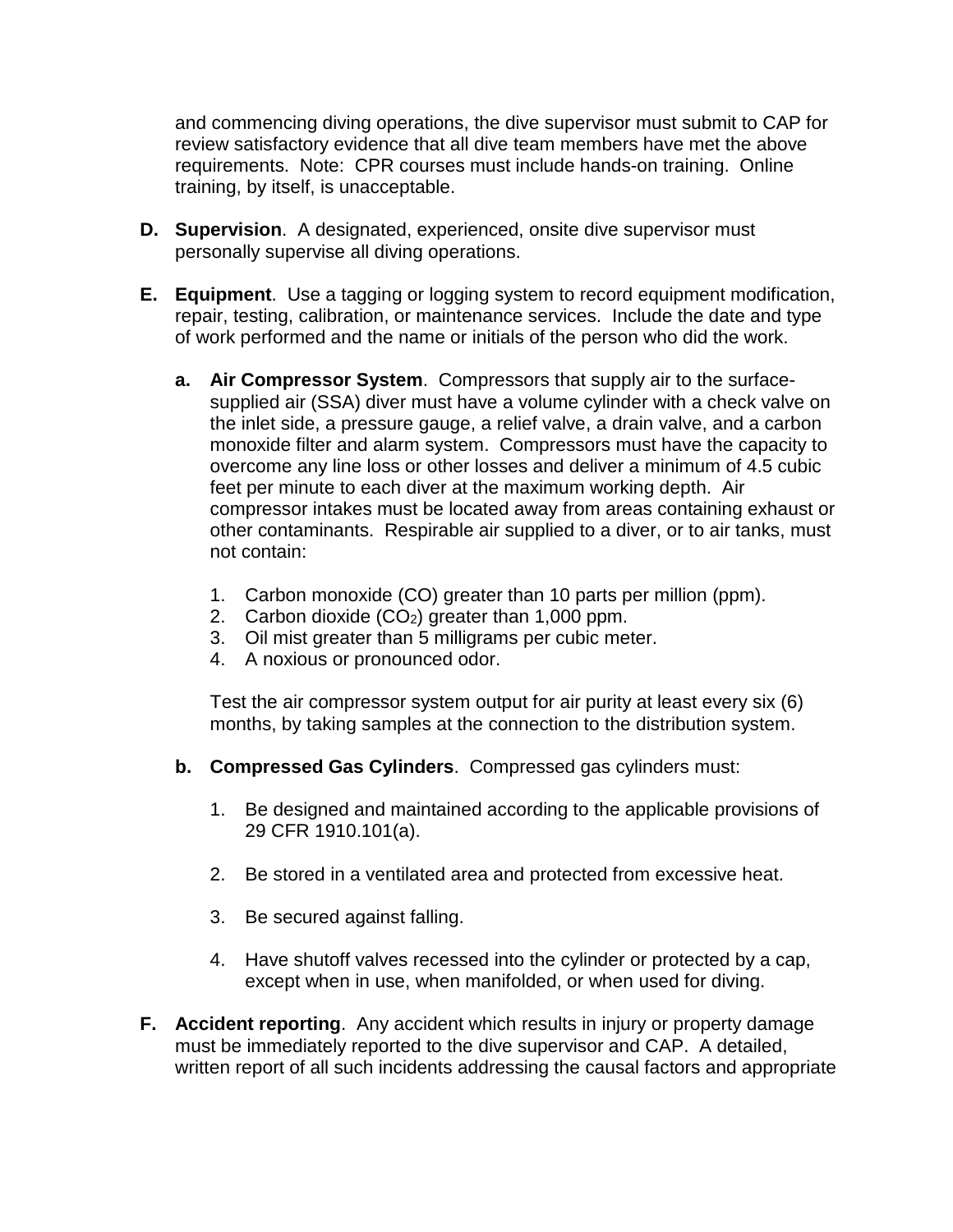and commencing diving operations, the dive supervisor must submit to CAP for review satisfactory evidence that all dive team members have met the above requirements. Note: CPR courses must include hands-on training. Online training, by itself, is unacceptable.

**D. Supervision**. A designated, experienced, onsite dive supervisor must personally supervise all diving operations.

**E. Equipment**. Use a tagging or logging system to record equipment modification, repair, testing, calibration, or maintenance services. Include the date and type of work performed and the name or initials of the person who did the work.

**a. Air Compressor System**. Compressors that supply air to the surface-supplied air (SSA) diver must have a volume cylinder with a check valve on the inlet side, a pressure gauge, a relief valve, a drain valve, and a carbon monoxide filter and alarm system. Compressors must have the capacity to overcome any line loss or other losses and deliver a minimum of 4.5 cubic feet per minute to each diver at the maximum working depth. Air compressor intakes must be located away from areas containing exhaust or other contaminants. Respirable air supplied to a diver, or to air tanks, must not contain:

1. Carbon monoxide (CO) greater than 10 parts per million (ppm).
2. Carbon dioxide ($CO_2$) greater than 1,000 ppm.
3. Oil mist greater than 5 milligrams per cubic meter.
4. A noxious or pronounced odor.

Test the air compressor system output for air purity at least every six (6) months, by taking samples at the connection to the distribution system.

**b. Compressed Gas Cylinders**. Compressed gas cylinders must:

1. Be designed and maintained according to the applicable provisions of 29 CFR 1910.101(a).

2. Be stored in a ventilated area and protected from excessive heat.

3. Be secured against falling.

4. Have shutoff valves recessed into the cylinder or protected by a cap, except when in use, when manifolded, or when used for diving.

**F. Accident reporting**. Any accident which results in injury or property damage must be immediately reported to the dive supervisor and CAP. A detailed, written report of all such incidents addressing the causal factors and appropriate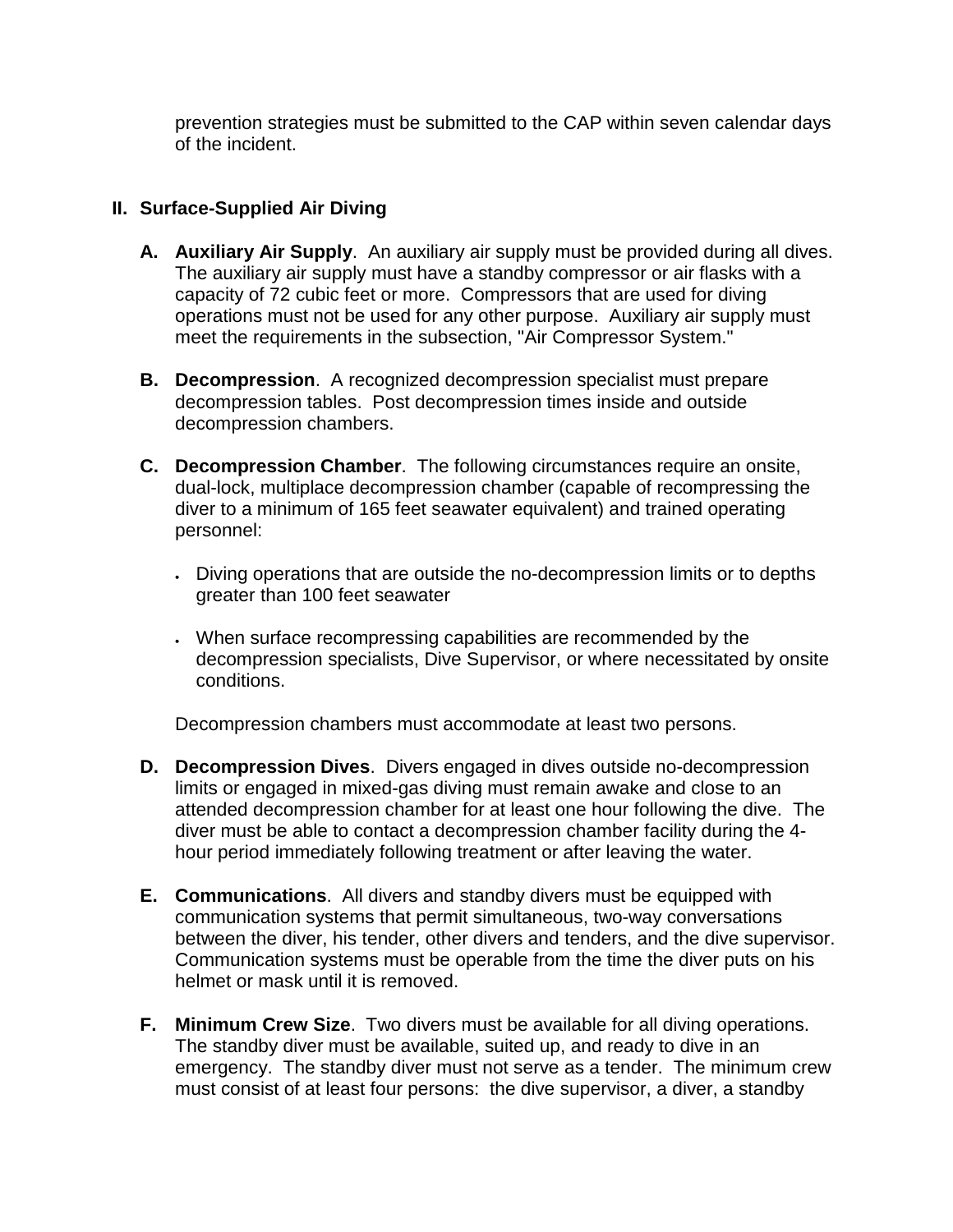prevention strategies must be submitted to the CAP within seven calendar days of the incident.

## II. Surface-Supplied Air Diving

**A. Auxiliary Air Supply**. An auxiliary air supply must be provided during all dives. The auxiliary air supply must have a standby compressor or air flasks with a capacity of 72 cubic feet or more. Compressors that are used for diving operations must not be used for any other purpose. Auxiliary air supply must meet the requirements in the subsection, "Air Compressor System."

**B. Decompression**. A recognized decompression specialist must prepare decompression tables. Post decompression times inside and outside decompression chambers.

**C. Decompression Chamber**. The following circumstances require an onsite, dual-lock, multiplace decompression chamber (capable of recompressing the diver to a minimum of 165 feet seawater equivalent) and trained operating personnel:

- Diving operations that are outside the no-decompression limits or to depths greater than 100 feet seawater
- When surface recompressing capabilities are recommended by the decompression specialists, Dive Supervisor, or where necessitated by onsite conditions.

Decompression chambers must accommodate at least two persons.

**D. Decompression Dives**. Divers engaged in dives outside no-decompression limits or engaged in mixed-gas diving must remain awake and close to an attended decompression chamber for at least one hour following the dive. The diver must be able to contact a decompression chamber facility during the 4-hour period immediately following treatment or after leaving the water.

**E. Communications**. All divers and standby divers must be equipped with communication systems that permit simultaneous, two-way conversations between the diver, his tender, other divers and tenders, and the dive supervisor. Communication systems must be operable from the time the diver puts on his helmet or mask until it is removed.

**F. Minimum Crew Size**. Two divers must be available for all diving operations. The standby diver must be available, suited up, and ready to dive in an emergency. The standby diver must not serve as a tender. The minimum crew must consist of at least four persons: the dive supervisor, a diver, a standby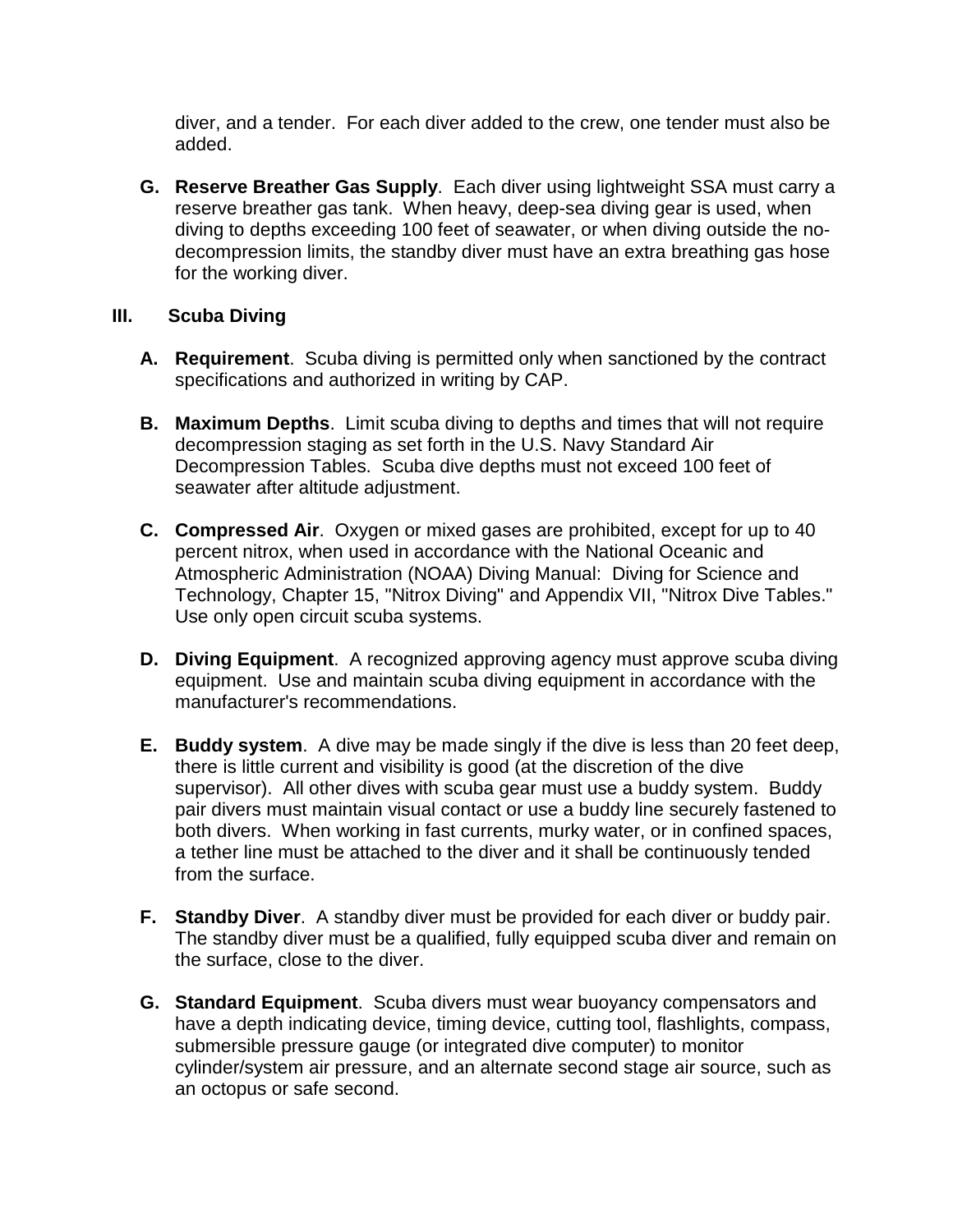diver, and a tender. For each diver added to the crew, one tender must also be added.

**G. Reserve Breather Gas Supply**. Each diver using lightweight SSA must carry a reserve breather gas tank. When heavy, deep-sea diving gear is used, when diving to depths exceeding 100 feet of seawater, or when diving outside the no-decompression limits, the standby diver must have an extra breathing gas hose for the working diver.

## III. Scuba Diving

**A. Requirement**. Scuba diving is permitted only when sanctioned by the contract specifications and authorized in writing by CAP.

**B. Maximum Depths**. Limit scuba diving to depths and times that will not require decompression staging as set forth in the U.S. Navy Standard Air Decompression Tables. Scuba dive depths must not exceed 100 feet of seawater after altitude adjustment.

**C. Compressed Air**. Oxygen or mixed gases are prohibited, except for up to 40 percent nitrox, when used in accordance with the National Oceanic and Atmospheric Administration (NOAA) Diving Manual: Diving for Science and Technology, Chapter 15, "Nitrox Diving" and Appendix VII, "Nitrox Dive Tables." Use only open circuit scuba systems.

**D. Diving Equipment**. A recognized approving agency must approve scuba diving equipment. Use and maintain scuba diving equipment in accordance with the manufacturer's recommendations.

**E. Buddy system**. A dive may be made singly if the dive is less than 20 feet deep, there is little current and visibility is good (at the discretion of the dive supervisor). All other dives with scuba gear must use a buddy system. Buddy pair divers must maintain visual contact or use a buddy line securely fastened to both divers. When working in fast currents, murky water, or in confined spaces, a tether line must be attached to the diver and it shall be continuously tended from the surface.

**F. Standby Diver**. A standby diver must be provided for each diver or buddy pair. The standby diver must be a qualified, fully equipped scuba diver and remain on the surface, close to the diver.

**G. Standard Equipment**. Scuba divers must wear buoyancy compensators and have a depth indicating device, timing device, cutting tool, flashlights, compass, submersible pressure gauge (or integrated dive computer) to monitor cylinder/system air pressure, and an alternate second stage air source, such as an octopus or safe second.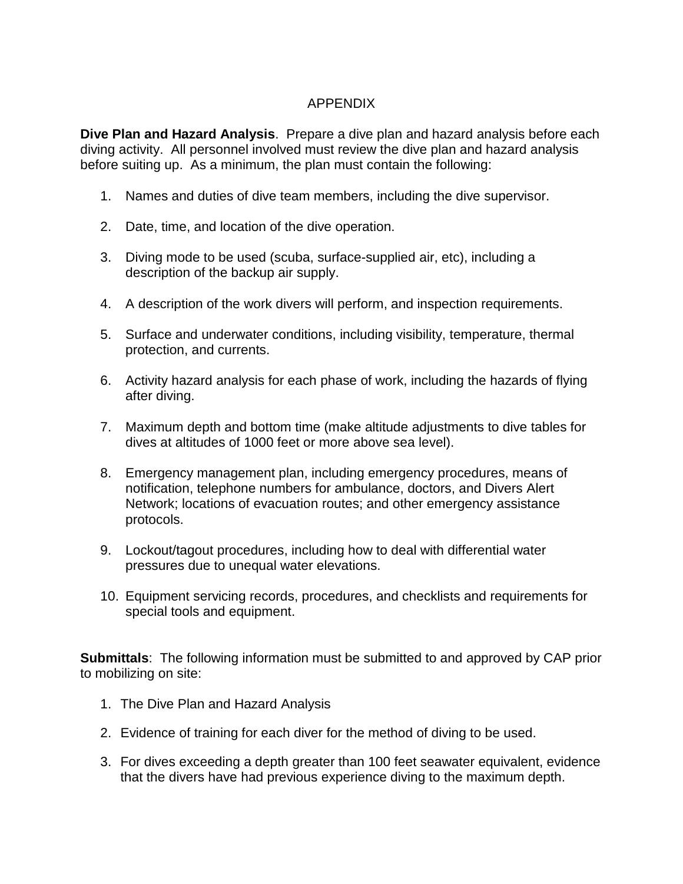# APPENDIX

**Dive Plan and Hazard Analysis**. Prepare a dive plan and hazard analysis before each diving activity. All personnel involved must review the dive plan and hazard analysis before suiting up. As a minimum, the plan must contain the following:

1. Names and duties of dive team members, including the dive supervisor.

2. Date, time, and location of the dive operation.

3. Diving mode to be used (scuba, surface-supplied air, etc), including a description of the backup air supply.

4. A description of the work divers will perform, and inspection requirements.

5. Surface and underwater conditions, including visibility, temperature, thermal protection, and currents.

6. Activity hazard analysis for each phase of work, including the hazards of flying after diving.

7. Maximum depth and bottom time (make altitude adjustments to dive tables for dives at altitudes of 1000 feet or more above sea level).

8. Emergency management plan, including emergency procedures, means of notification, telephone numbers for ambulance, doctors, and Divers Alert Network; locations of evacuation routes; and other emergency assistance protocols.

9. Lockout/tagout procedures, including how to deal with differential water pressures due to unequal water elevations.

10. Equipment servicing records, procedures, and checklists and requirements for special tools and equipment.

**Submittals**: The following information must be submitted to and approved by CAP prior to mobilizing on site:

1. The Dive Plan and Hazard Analysis

2. Evidence of training for each diver for the method of diving to be used.

3. For dives exceeding a depth greater than 100 feet seawater equivalent, evidence that the divers have had previous experience diving to the maximum depth.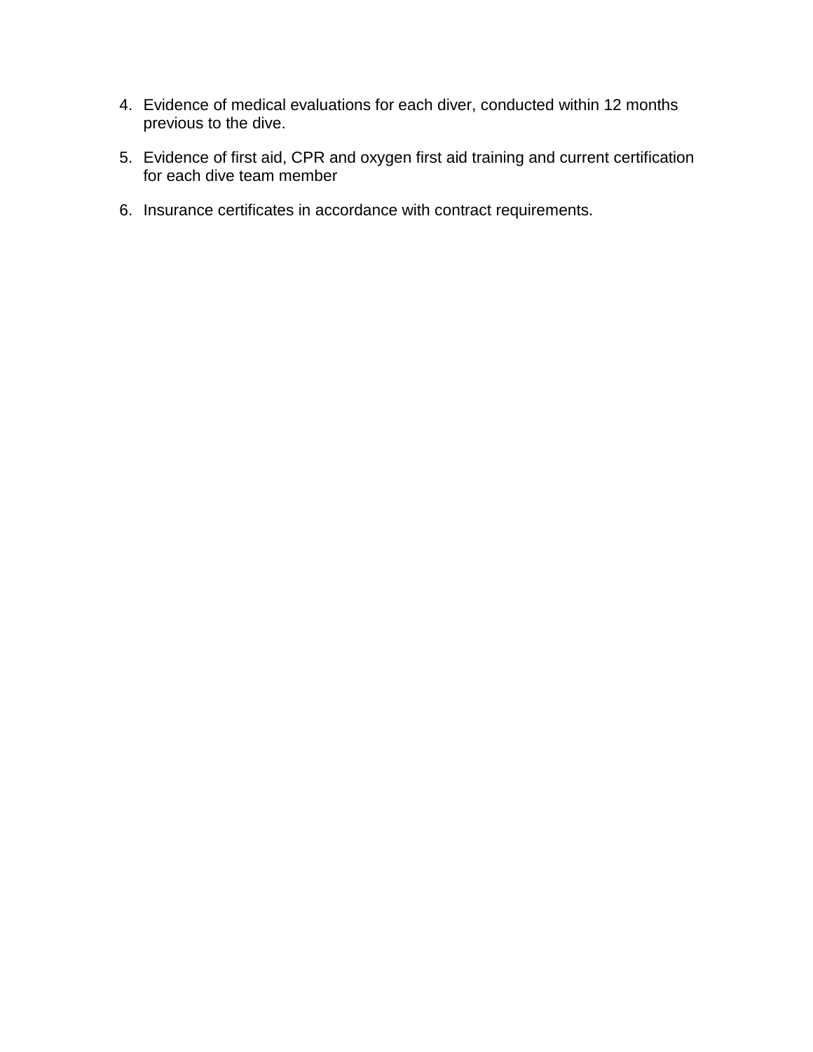4. Evidence of medical evaluations for each diver, conducted within 12 months previous to the dive.

5. Evidence of first aid, CPR and oxygen first aid training and current certification for each dive team member

6. Insurance certificates in accordance with contract requirements.